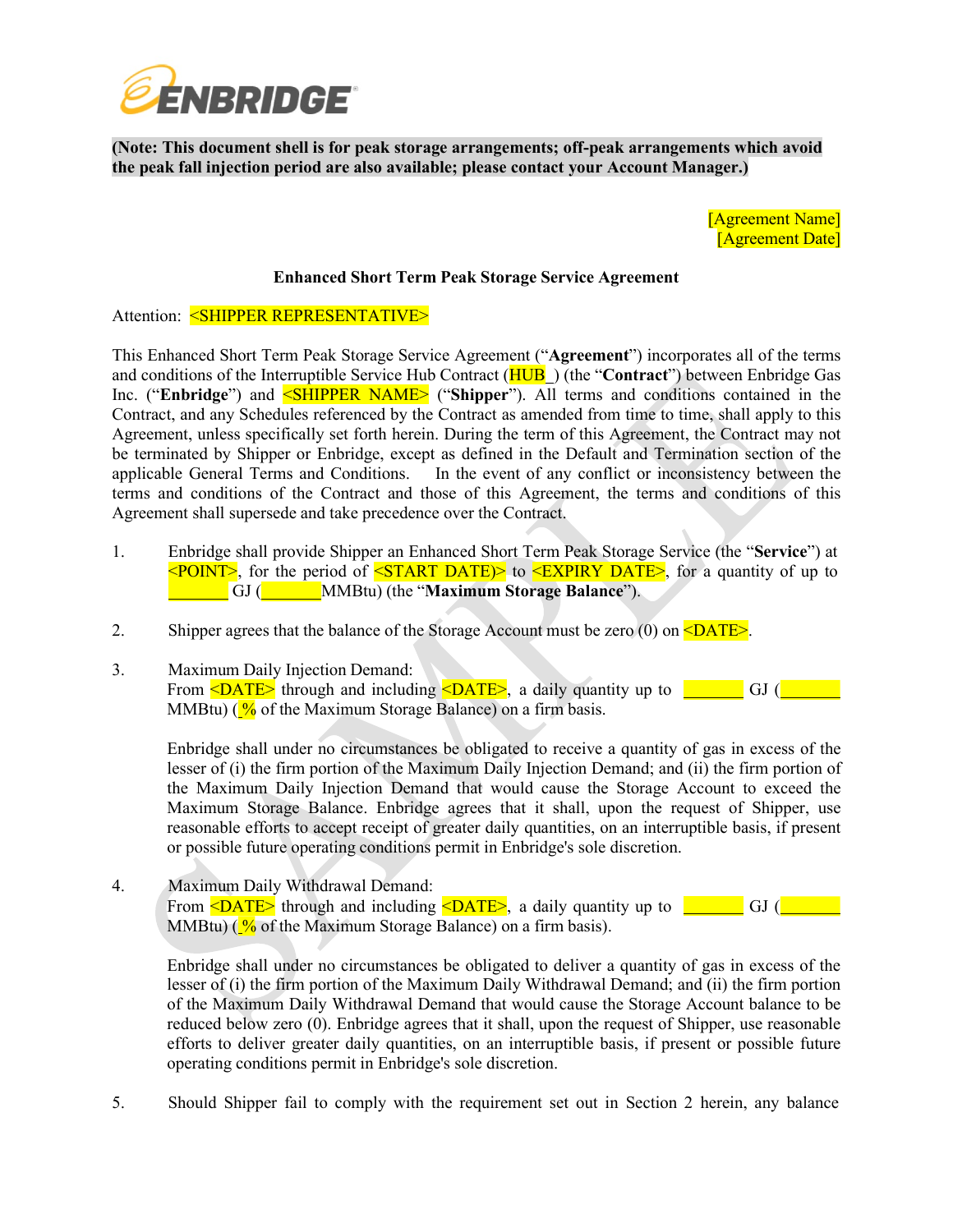**ENBRIDGE**

**(Note: This document shell is for peak storage arrangements; off-peak arrangements which avoid the peak fall injection period are also available; please contact your Account Manager.)**

[Agreement Name]
[Agreement Date]

**Enhanced Short Term Peak Storage Service Agreement**

Attention: <SHIPPER REPRESENTATIVE>

This Enhanced Short Term Peak Storage Service Agreement ("**Agreement**") incorporates all of the terms and conditions of the Interruptible Service Hub Contract (HUB_) (the "**Contract**") between Enbridge Gas Inc. ("**Enbridge**") and <SHIPPER NAME> ("**Shipper**"). All terms and conditions contained in the Contract, and any Schedules referenced by the Contract as amended from time to time, shall apply to this Agreement, unless specifically set forth herein. During the term of this Agreement, the Contract may not be terminated by Shipper or Enbridge, except as defined in the Default and Termination section of the applicable General Terms and Conditions. In the event of any conflict or inconsistency between the terms and conditions of the Contract and those of this Agreement, the terms and conditions of this Agreement shall supersede and take precedence over the Contract.

1. Enbridge shall provide Shipper an Enhanced Short Term Peak Storage Service (the "**Service**") at <POINT>, for the period of <START DATE)> to <EXPIRY DATE>, for a quantity of up to _______ GJ (_______MMBtu) (the "**Maximum Storage Balance**").

2. Shipper agrees that the balance of the Storage Account must be zero (0) on <DATE>.

3. Maximum Daily Injection Demand:
   From <DATE> through and including <DATE>, a daily quantity up to _______ GJ (_______ MMBtu) (_% of the Maximum Storage Balance) on a firm basis.

   Enbridge shall under no circumstances be obligated to receive a quantity of gas in excess of the lesser of (i) the firm portion of the Maximum Daily Injection Demand; and (ii) the firm portion of the Maximum Daily Injection Demand that would cause the Storage Account to exceed the Maximum Storage Balance. Enbridge agrees that it shall, upon the request of Shipper, use reasonable efforts to accept receipt of greater daily quantities, on an interruptible basis, if present or possible future operating conditions permit in Enbridge's sole discretion.

4. Maximum Daily Withdrawal Demand:
   From <DATE> through and including <DATE>, a daily quantity up to _______ GJ (_______ MMBtu) (_% of the Maximum Storage Balance) on a firm basis).

   Enbridge shall under no circumstances be obligated to deliver a quantity of gas in excess of the lesser of (i) the firm portion of the Maximum Daily Withdrawal Demand; and (ii) the firm portion of the Maximum Daily Withdrawal Demand that would cause the Storage Account balance to be reduced below zero (0). Enbridge agrees that it shall, upon the request of Shipper, use reasonable efforts to deliver greater daily quantities, on an interruptible basis, if present or possible future operating conditions permit in Enbridge's sole discretion.

5. Should Shipper fail to comply with the requirement set out in Section 2 herein, any balance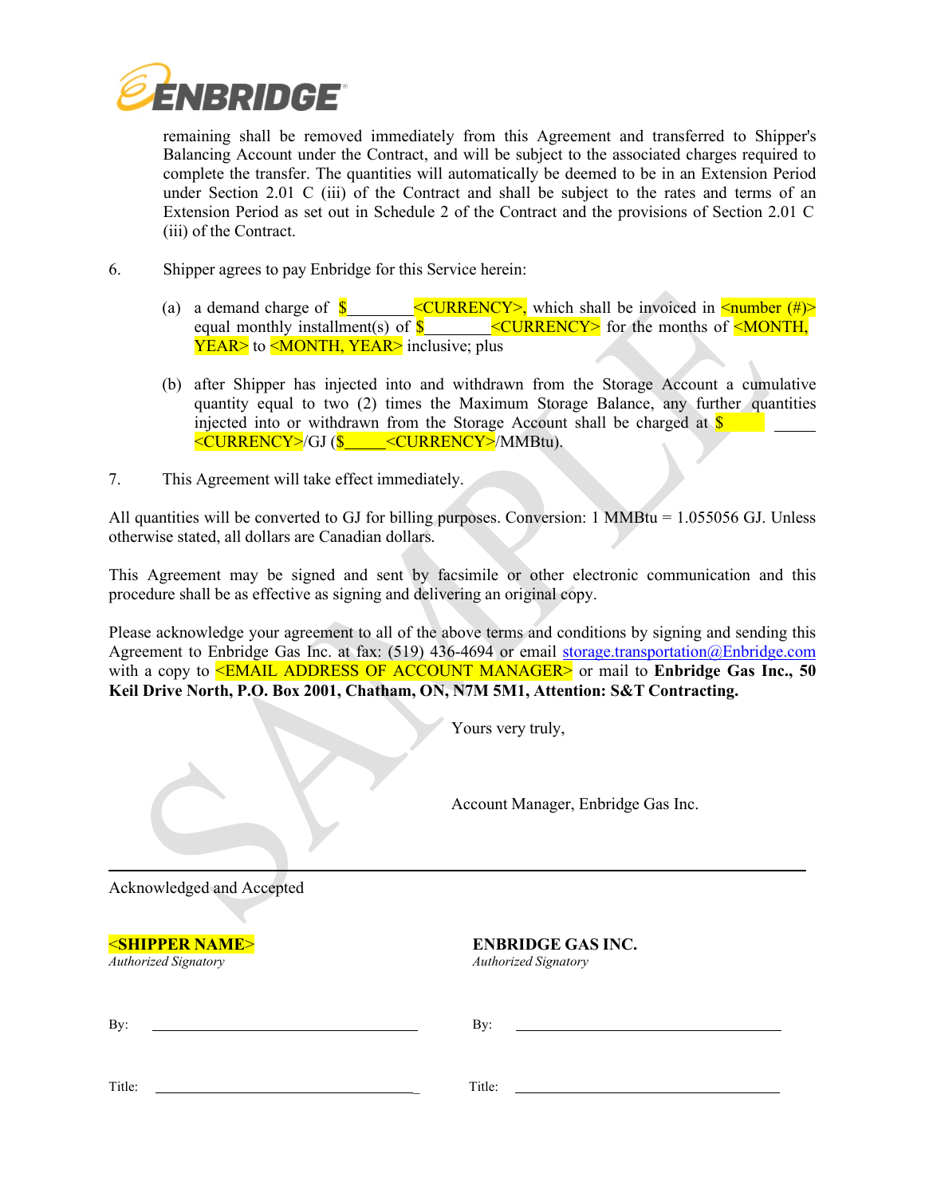remaining shall be removed immediately from this Agreement and transferred to Shipper's Balancing Account under the Contract, and will be subject to the associated charges required to complete the transfer. The quantities will automatically be deemed to be in an Extension Period under Section 2.01 C (iii) of the Contract and shall be subject to the rates and terms of an Extension Period as set out in Schedule 2 of the Contract and the provisions of Section 2.01 C (iii) of the Contract.

6. Shipper agrees to pay Enbridge for this Service herein:

   (a) a demand charge of $________ <CURRENCY>, which shall be invoiced in <number (#)> equal monthly installment(s) of $________ <CURRENCY> for the months of <MONTH, YEAR> to <MONTH, YEAR> inclusive; plus

   (b) after Shipper has injected into and withdrawn from the Storage Account a cumulative quantity equal to two (2) times the Maximum Storage Balance, any further quantities injected into or withdrawn from the Storage Account shall be charged at $ ______ <CURRENCY>/GJ ($_____ <CURRENCY>/MMBtu).

7. This Agreement will take effect immediately.

All quantities will be converted to GJ for billing purposes. Conversion: 1 MMBtu = 1.055056 GJ. Unless otherwise stated, all dollars are Canadian dollars.

This Agreement may be signed and sent by facsimile or other electronic communication and this procedure shall be as effective as signing and delivering an original copy.

Please acknowledge your agreement to all of the above terms and conditions by signing and sending this Agreement to Enbridge Gas Inc. at fax: (519) 436-4694 or email storage.transportation@Enbridge.com with a copy to <EMAIL ADDRESS OF ACCOUNT MANAGER> or mail to **Enbridge Gas Inc., 50 Keil Drive North, P.O. Box 2001, Chatham, ON, N7M 5M1, Attention: S&T Contracting.**

Yours very truly,

Account Manager, Enbridge Gas Inc.

---

Acknowledged and Accepted

| **<SHIPPER NAME>** | **ENBRIDGE GAS INC.** |
|---|---|
| *Authorized Signatory* | *Authorized Signatory* |
| By: ______________________________ | By: ______________________________ |
| Title: ______________________________ | Title: ______________________________ |